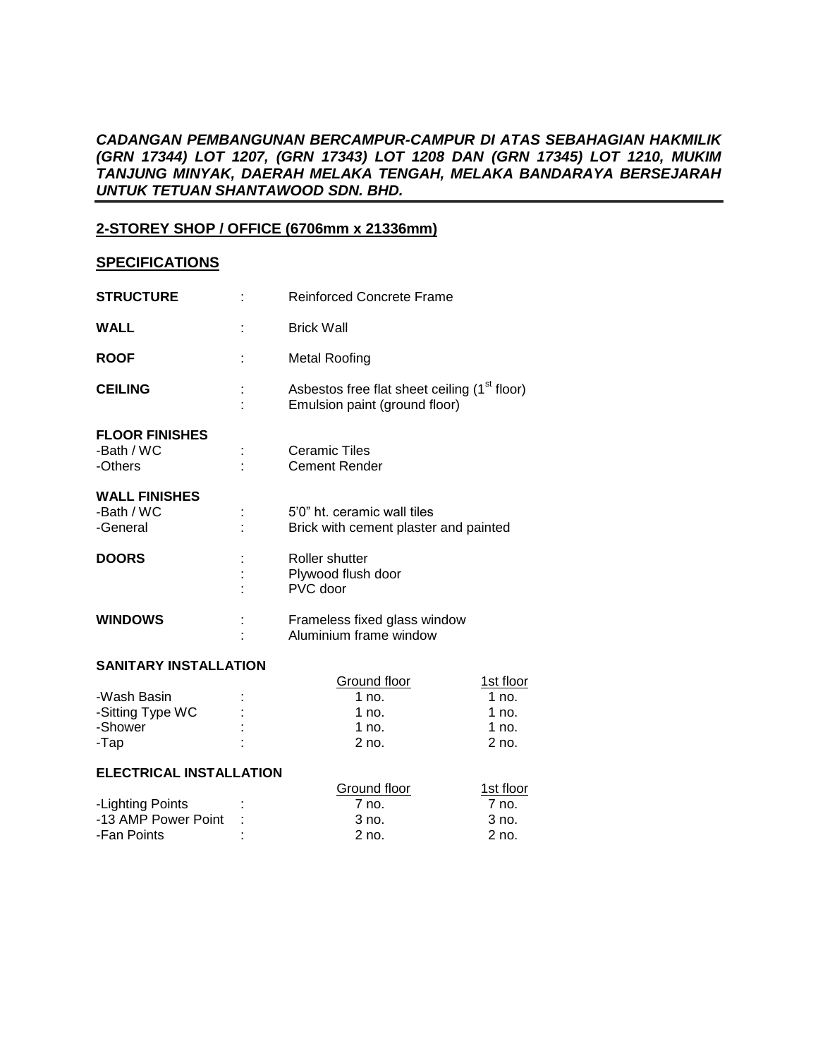***CADANGAN PEMBANGUNAN BERCAMPUR-CAMPUR DI ATAS SEBAHAGIAN HAKMILIK (GRN 17344) LOT 1207, (GRN 17343) LOT 1208 DAN (GRN 17345) LOT 1210, MUKIM TANJUNG MINYAK, DAERAH MELAKA TENGAH, MELAKA BANDARAYA BERSEJARAH UNTUK TETUAN SHANTAWOOD SDN. BHD.***

---

## 2-STOREY SHOP / OFFICE (6706mm x 21336mm)

## SPECIFICATIONS

**STRUCTURE** : Reinforced Concrete Frame

**WALL** : Brick Wall

**ROOF** : Metal Roofing

**CEILING** : Asbestos free flat sheet ceiling (1st floor)
: Emulsion paint (ground floor)

**FLOOR FINISHES**
-Bath / WC : Ceramic Tiles
-Others : Cement Render

**WALL FINISHES**
-Bath / WC : 5'0" ht. ceramic wall tiles
-General : Brick with cement plaster and painted

**DOORS** : Roller shutter
: Plywood flush door
: PVC door

**WINDOWS** : Frameless fixed glass window
: Aluminium frame window

**SANITARY INSTALLATION**

| | | Ground floor | 1st floor |
|---|---|---|---|
| -Wash Basin | : | 1 no. | 1 no. |
| -Sitting Type WC | : | 1 no. | 1 no. |
| -Shower | : | 1 no. | 1 no. |
| -Tap | : | 2 no. | 2 no. |

**ELECTRICAL INSTALLATION**

| | | Ground floor | 1st floor |
|---|---|---|---|
| -Lighting Points | : | 7 no. | 7 no. |
| -13 AMP Power Point | : | 3 no. | 3 no. |
| -Fan Points | : | 2 no. | 2 no. |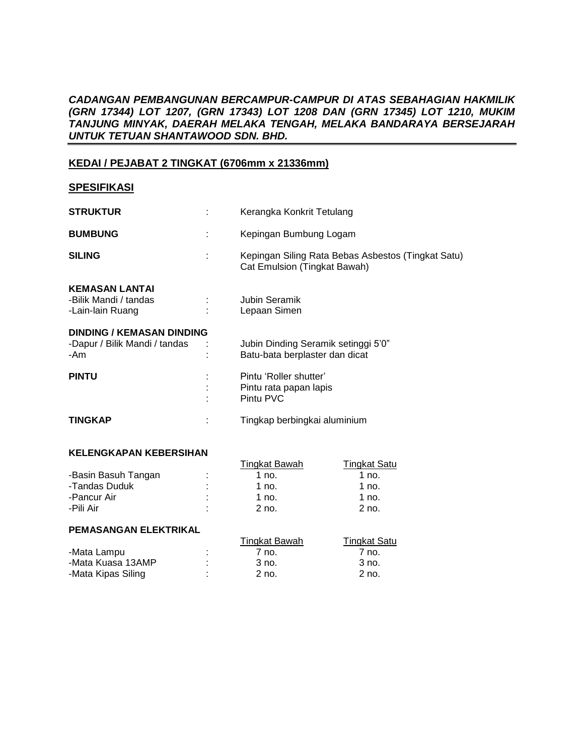***CADANGAN PEMBANGUNAN BERCAMPUR-CAMPUR DI ATAS SEBAHAGIAN HAKMILIK (GRN 17344) LOT 1207, (GRN 17343) LOT 1208 DAN (GRN 17345) LOT 1210, MUKIM TANJUNG MINYAK, DAERAH MELAKA TENGAH, MELAKA BANDARAYA BERSEJARAH UNTUK TETUAN SHANTAWOOD SDN. BHD.***

## KEDAI / PEJABAT 2 TINGKAT (6706mm x 21336mm)

## SPESIFIKASI

| | | |
|---|---|---|
| **STRUKTUR** | : | Kerangka Konkrit Tetulang |
| **BUMBUNG** | : | Kepingan Bumbung Logam |
| **SILING** | : | Kepingan Siling Rata Bebas Asbestos (Tingkat Satu)<br>Cat Emulsion (Tingkat Bawah) |
| **KEMASAN LANTAI** | | |
| -Bilik Mandi / tandas | : | Jubin Seramik |
| -Lain-lain Ruang | : | Lepaan Simen |
| **DINDING / KEMASAN DINDING** | | |
| -Dapur / Bilik Mandi / tandas | : | Jubin Dinding Seramik setinggi 5'0" |
| -Am | : | Batu-bata berplaster dan dicat |
| **PINTU** | : | Pintu 'Roller shutter' |
| | : | Pintu rata papan lapis |
| | : | Pintu PVC |
| **TINGKAP** | : | Tingkap berbingkai aluminium |

**KELENGKAPAN KEBERSIHAN**

| | | Tingkat Bawah | Tingkat Satu |
|---|---|---|---|
| -Basin Basuh Tangan | : | 1 no. | 1 no. |
| -Tandas Duduk | : | 1 no. | 1 no. |
| -Pancur Air | : | 1 no. | 1 no. |
| -Pili Air | : | 2 no. | 2 no. |

**PEMASANGAN ELEKTRIKAL**

| | | Tingkat Bawah | Tingkat Satu |
|---|---|---|---|
| -Mata Lampu | : | 7 no. | 7 no. |
| -Mata Kuasa 13AMP | : | 3 no. | 3 no. |
| -Mata Kipas Siling | : | 2 no. | 2 no. |